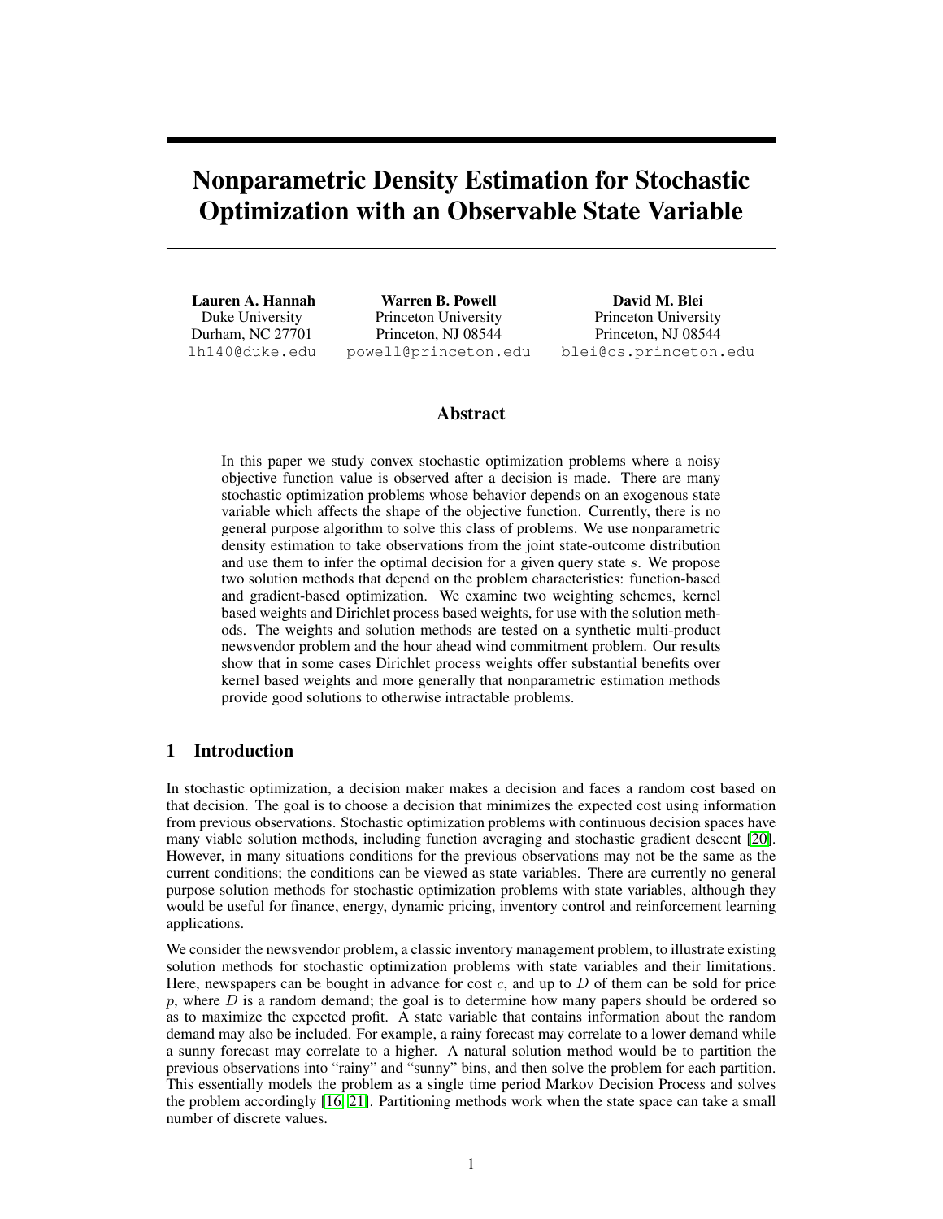# Nonparametric Density Estimation for Stochastic Optimization with an Observable State Variable

**Lauren A. Hannah**
Duke University
Durham, NC 27701
lh140@duke.edu

**Warren B. Powell**
Princeton University
Princeton, NJ 08544
powell@princeton.edu

**David M. Blei**
Princeton University
Princeton, NJ 08544
blei@cs.princeton.edu

## Abstract

In this paper we study convex stochastic optimization problems where a noisy objective function value is observed after a decision is made. There are many stochastic optimization problems whose behavior depends on an exogenous state variable which affects the shape of the objective function. Currently, there is no general purpose algorithm to solve this class of problems. We use nonparametric density estimation to take observations from the joint state-outcome distribution and use them to infer the optimal decision for a given query state $s$. We propose two solution methods that depend on the problem characteristics: function-based and gradient-based optimization. We examine two weighting schemes, kernel based weights and Dirichlet process based weights, for use with the solution methods. The weights and solution methods are tested on a synthetic multi-product newsvendor problem and the hour ahead wind commitment problem. Our results show that in some cases Dirichlet process weights offer substantial benefits over kernel based weights and more generally that nonparametric estimation methods provide good solutions to otherwise intractable problems.

## 1 Introduction

In stochastic optimization, a decision maker makes a decision and faces a random cost based on that decision. The goal is to choose a decision that minimizes the expected cost using information from previous observations. Stochastic optimization problems with continuous decision spaces have many viable solution methods, including function averaging and stochastic gradient descent [20]. However, in many situations conditions for the previous observations may not be the same as the current conditions; the conditions can be viewed as state variables. There are currently no general purpose solution methods for stochastic optimization problems with state variables, although they would be useful for finance, energy, dynamic pricing, inventory control and reinforcement learning applications.

We consider the newsvendor problem, a classic inventory management problem, to illustrate existing solution methods for stochastic optimization problems with state variables and their limitations. Here, newspapers can be bought in advance for cost $c$, and up to $D$ of them can be sold for price $p$, where $D$ is a random demand; the goal is to determine how many papers should be ordered so as to maximize the expected profit. A state variable that contains information about the random demand may also be included. For example, a rainy forecast may correlate to a lower demand while a sunny forecast may correlate to a higher. A natural solution method would be to partition the previous observations into "rainy" and "sunny" bins, and then solve the problem for each partition. This essentially models the problem as a single time period Markov Decision Process and solves the problem accordingly [16, 21]. Partitioning methods work when the state space can take a small number of discrete values.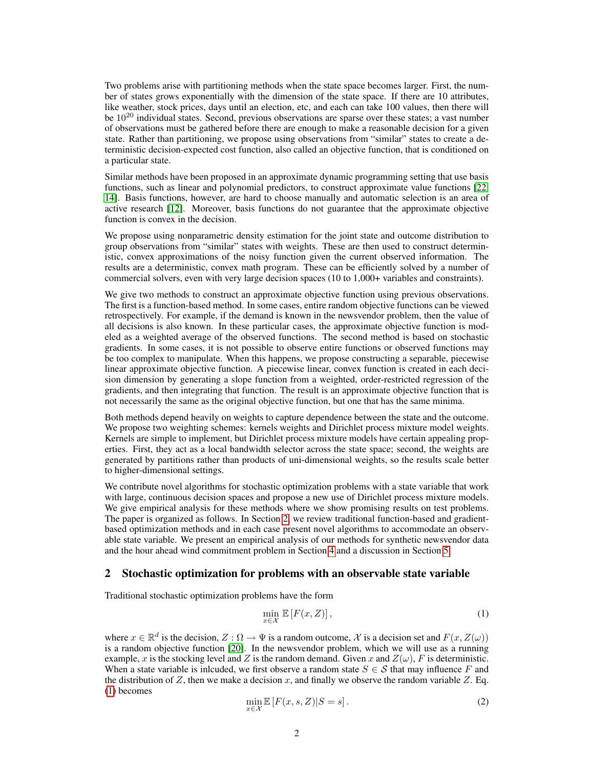Two problems arise with partitioning methods when the state space becomes larger. First, the number of states grows exponentially with the dimension of the state space. If there are 10 attributes, like weather, stock prices, days until an election, etc, and each can take 100 values, then there will be $10^{20}$ individual states. Second, previous observations are sparse over these states; a vast number of observations must be gathered before there are enough to make a reasonable decision for a given state. Rather than partitioning, we propose using observations from "similar" states to create a deterministic decision-expected cost function, also called an objective function, that is conditioned on a particular state.

Similar methods have been proposed in an approximate dynamic programming setting that use basis functions, such as linear and polynomial predictors, to construct approximate value functions [22, 14]. Basis functions, however, are hard to choose manually and automatic selection is an area of active research [12]. Moreover, basis functions do not guarantee that the approximate objective function is convex in the decision.

We propose using nonparametric density estimation for the joint state and outcome distribution to group observations from "similar" states with weights. These are then used to construct deterministic, convex approximations of the noisy function given the current observed information. The results are a deterministic, convex math program. These can be efficiently solved by a number of commercial solvers, even with very large decision spaces (10 to 1,000+ variables and constraints).

We give two methods to construct an approximate objective function using previous observations. The first is a function-based method. In some cases, entire random objective functions can be viewed retrospectively. For example, if the demand is known in the newsvendor problem, then the value of all decisions is also known. In these particular cases, the approximate objective function is modeled as a weighted average of the observed functions. The second method is based on stochastic gradients. In some cases, it is not possible to observe entire functions or observed functions may be too complex to manipulate. When this happens, we propose constructing a separable, piecewise linear approximate objective function. A piecewise linear, convex function is created in each decision dimension by generating a slope function from a weighted, order-restricted regression of the gradients, and then integrating that function. The result is an approximate objective function that is not necessarily the same as the original objective function, but one that has the same minima.

Both methods depend heavily on weights to capture dependence between the state and the outcome. We propose two weighting schemes: kernels weights and Dirichlet process mixture model weights. Kernels are simple to implement, but Dirichlet process mixture models have certain appealing properties. First, they act as a local bandwidth selector across the state space; second, the weights are generated by partitions rather than products of uni-dimensional weights, so the results scale better to higher-dimensional settings.

We contribute novel algorithms for stochastic optimization problems with a state variable that work with large, continuous decision spaces and propose a new use of Dirichlet process mixture models. We give empirical analysis for these methods where we show promising results on test problems. The paper is organized as follows. In Section 2, we review traditional function-based and gradient-based optimization methods and in each case present novel algorithms to accommodate an observable state variable. We present an empirical analysis of our methods for synthetic newsvendor data and the hour ahead wind commitment problem in Section 4 and a discussion in Section 5.

## 2 Stochastic optimization for problems with an observable state variable

Traditional stochastic optimization problems have the form

$$\min_{x \in \mathcal{X}} \mathbb{E}\left[F(x, Z)\right], \tag{1}$$

where $x \in \mathbb{R}^d$ is the decision, $Z : \Omega \rightarrow \Psi$ is a random outcome, $\mathcal{X}$ is a decision set and $F(x, Z(\omega))$ is a random objective function [20]. In the newsvendor problem, which we will use as a running example, $x$ is the stocking level and $Z$ is the random demand. Given $x$ and $Z(\omega)$, $F$ is deterministic. When a state variable is inlcuded, we first observe a random state $S \in \mathcal{S}$ that may influence $F$ and the distribution of $Z$, then we make a decision $x$, and finally we observe the random variable $Z$. Eq. (1) becomes

$$\min_{x \in \mathcal{X}} \mathbb{E}\left[F(x, s, Z) | S = s\right]. \tag{2}$$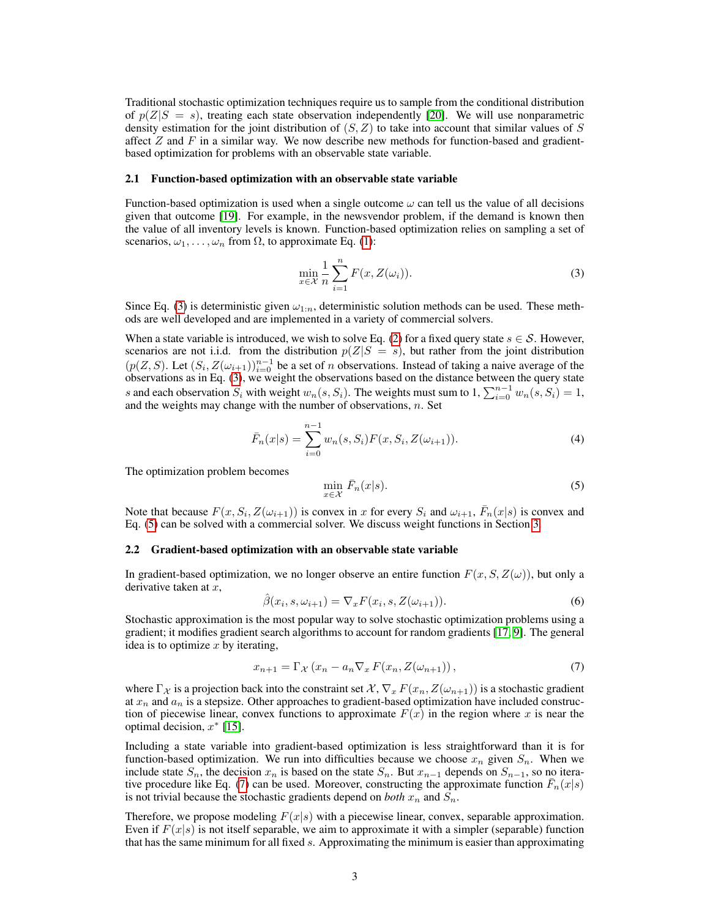Traditional stochastic optimization techniques require us to sample from the conditional distribution of $p(Z|S = s)$, treating each state observation independently [20]. We will use nonparametric density estimation for the joint distribution of $(S, Z)$ to take into account that similar values of $S$ affect $Z$ and $F$ in a similar way. We now describe new methods for function-based and gradient-based optimization for problems with an observable state variable.

### 2.1 Function-based optimization with an observable state variable

Function-based optimization is used when a single outcome $\omega$ can tell us the value of all decisions given that outcome [19]. For example, in the newsvendor problem, if the demand is known then the value of all inventory levels is known. Function-based optimization relies on sampling a set of scenarios, $\omega_1, \dots, \omega_n$ from $\Omega$, to approximate Eq. (1):

$$\min_{x \in \mathcal{X}} \frac{1}{n} \sum_{i=1}^{n} F(x, Z(\omega_i)). \tag{3}$$

Since Eq. (3) is deterministic given $\omega_{1:n}$, deterministic solution methods can be used. These methods are well developed and are implemented in a variety of commercial solvers.

When a state variable is introduced, we wish to solve Eq. (2) for a fixed query state $s \in \mathcal{S}$. However, scenarios are not i.i.d. from the distribution $p(Z|S = s)$, but rather from the joint distribution $(p(Z, S)$. Let $(S_i, Z(\omega_{i+1}))_{i=0}^{n-1}$ be a set of $n$ observations. Instead of taking a naive average of the observations as in Eq. (3), we weight the observations based on the distance between the query state $s$ and each observation $S_i$ with weight $w_n(s, S_i)$. The weights must sum to 1, $\sum_{i=0}^{n-1} w_n(s, S_i) = 1$, and the weights may change with the number of observations, $n$. Set

$$\bar{F}_n(x|s) = \sum_{i=0}^{n-1} w_n(s, S_i) F(x, S_i, Z(\omega_{i+1})). \tag{4}$$

The optimization problem becomes

$$\min_{x \in \mathcal{X}} \bar{F}_n(x|s). \tag{5}$$

Note that because $F(x, S_i, Z(\omega_{i+1}))$ is convex in $x$ for every $S_i$ and $\omega_{i+1}$, $\bar{F}_n(x|s)$ is convex and Eq. (5) can be solved with a commercial solver. We discuss weight functions in Section 3.

### 2.2 Gradient-based optimization with an observable state variable

In gradient-based optimization, we no longer observe an entire function $F(x, S, Z(\omega))$, but only a derivative taken at $x$,

$$\hat{\beta}(x_i, s, \omega_{i+1}) = \nabla_x F(x_i, s, Z(\omega_{i+1})). \tag{6}$$

Stochastic approximation is the most popular way to solve stochastic optimization problems using a gradient; it modifies gradient search algorithms to account for random gradients [17, 9]. The general idea is to optimize $x$ by iterating,

$$x_{n+1} = \Gamma_{\mathcal{X}} \left( x_n - a_n \nabla_x F(x_n, Z(\omega_{n+1}) \right), \tag{7}$$

where $\Gamma_{\mathcal{X}}$ is a projection back into the constraint set $\mathcal{X}$, $\nabla_x F(x_n, Z(\omega_{n+1}))$ is a stochastic gradient at $x_n$ and $a_n$ is a stepsize. Other approaches to gradient-based optimization have included construction of piecewise linear, convex functions to approximate $F(x)$ in the region where $x$ is near the optimal decision, $x^*$ [15].

Including a state variable into gradient-based optimization is less straightforward than it is for function-based optimization. We run into difficulties because we choose $x_n$ given $S_n$. When we include state $S_n$, the decision $x_n$ is based on the state $S_n$. But $x_{n-1}$ depends on $S_{n-1}$, so no iterative procedure like Eq. (7) can be used. Moreover, constructing the approximate function $\bar{F}_n(x|s)$ is not trivial because the stochastic gradients depend on *both* $x_n$ and $S_n$.

Therefore, we propose modeling $F(x|s)$ with a piecewise linear, convex, separable approximation. Even if $F(x|s)$ is not itself separable, we aim to approximate it with a simpler (separable) function that has the same minimum for all fixed $s$. Approximating the minimum is easier than approximating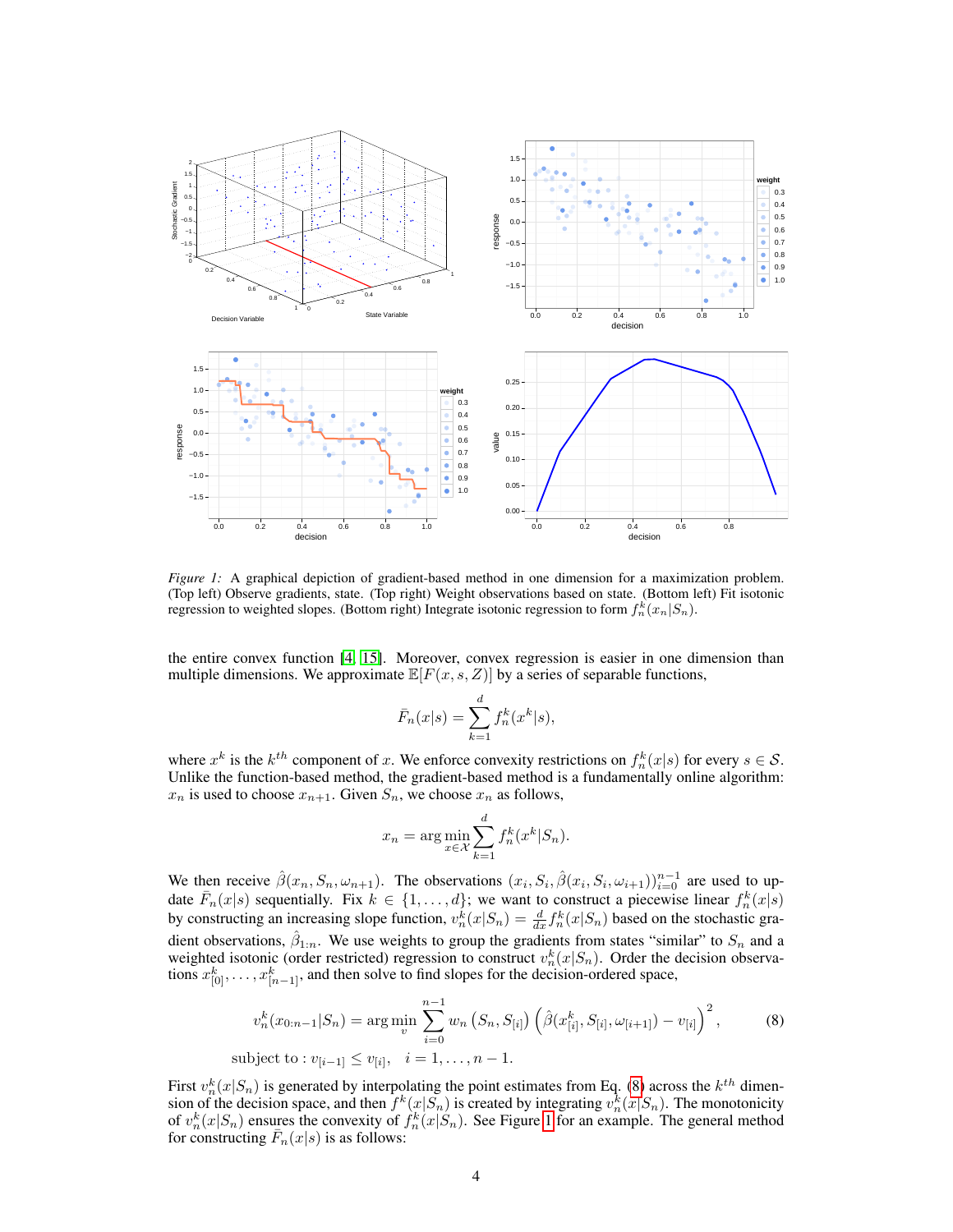*Figure 1:* A graphical depiction of gradient-based method in one dimension for a maximization problem. (Top left) Observe gradients, state. (Top right) Weight observations based on state. (Bottom left) Fit isotonic regression to weighted slopes. (Bottom right) Integrate isotonic regression to form $f_n^k(x_n|S_n)$.

the entire convex function [4, 15]. Moreover, convex regression is easier in one dimension than multiple dimensions. We approximate $\mathbb{E}[F(x, s, Z)]$ by a series of separable functions,

$$\bar{F}_n(x|s) = \sum_{k=1}^{d} f_n^k(x^k|s),$$

where $x^k$ is the $k^{th}$ component of $x$. We enforce convexity restrictions on $f_n^k(x|s)$ for every $s \in \mathcal{S}$. Unlike the function-based method, the gradient-based method is a fundamentally online algorithm: $x_n$ is used to choose $x_{n+1}$. Given $S_n$, we choose $x_n$ as follows,

$$x_n = \arg\min_{x \in \mathcal{X}} \sum_{k=1}^{d} f_n^k(x^k|S_n).$$

We then receive $\hat{\beta}(x_n, S_n, \omega_{n+1})$. The observations $(x_i, S_i, \hat{\beta}(x_i, S_i, \omega_{i+1}))_{i=0}^{n-1}$ are used to update $\bar{F}_n(x|s)$ sequentially. Fix $k \in \{1, \dots, d\}$; we want to construct a piecewise linear $f_n^k(x|s)$ by constructing an increasing slope function, $v_n^k(x|S_n) = \frac{d}{dx} f_n^k(x|S_n)$ based on the stochastic gradient observations, $\hat{\beta}_{1:n}$. We use weights to group the gradients from states "similar" to $S_n$ and a weighted isotonic (order restricted) regression to construct $v_n^k(x|S_n)$. Order the decision observations $x_{[0]}^k, \dots, x_{[n-1]}^k$, and then solve to find slopes for the decision-ordered space,

$$v_n^k(x_{0:n-1}|S_n) = \arg\min_{v} \sum_{i=0}^{n-1} w_n\left(S_n, S_{[i]}\right)\left(\hat{\beta}(x_{[i]}^k, S_{[i]}, \omega_{[i+1]}) - v_{[i]}\right)^2, \tag{8}$$

$$\text{subject to} : v_{[i-1]} \leq v_{[i]}, \quad i = 1, \dots, n-1.$$

First $v_n^k(x|S_n)$ is generated by interpolating the point estimates from Eq. (8) across the $k^{th}$ dimension of the decision space, and then $f^k(x|S_n)$ is created by integrating $v_n^k(x|S_n)$. The monotonicity of $v_n^k(x|S_n)$ ensures the convexity of $f_n^k(x|S_n)$. See Figure 1 for an example. The general method for constructing $\bar{F}_n(x|s)$ is as follows: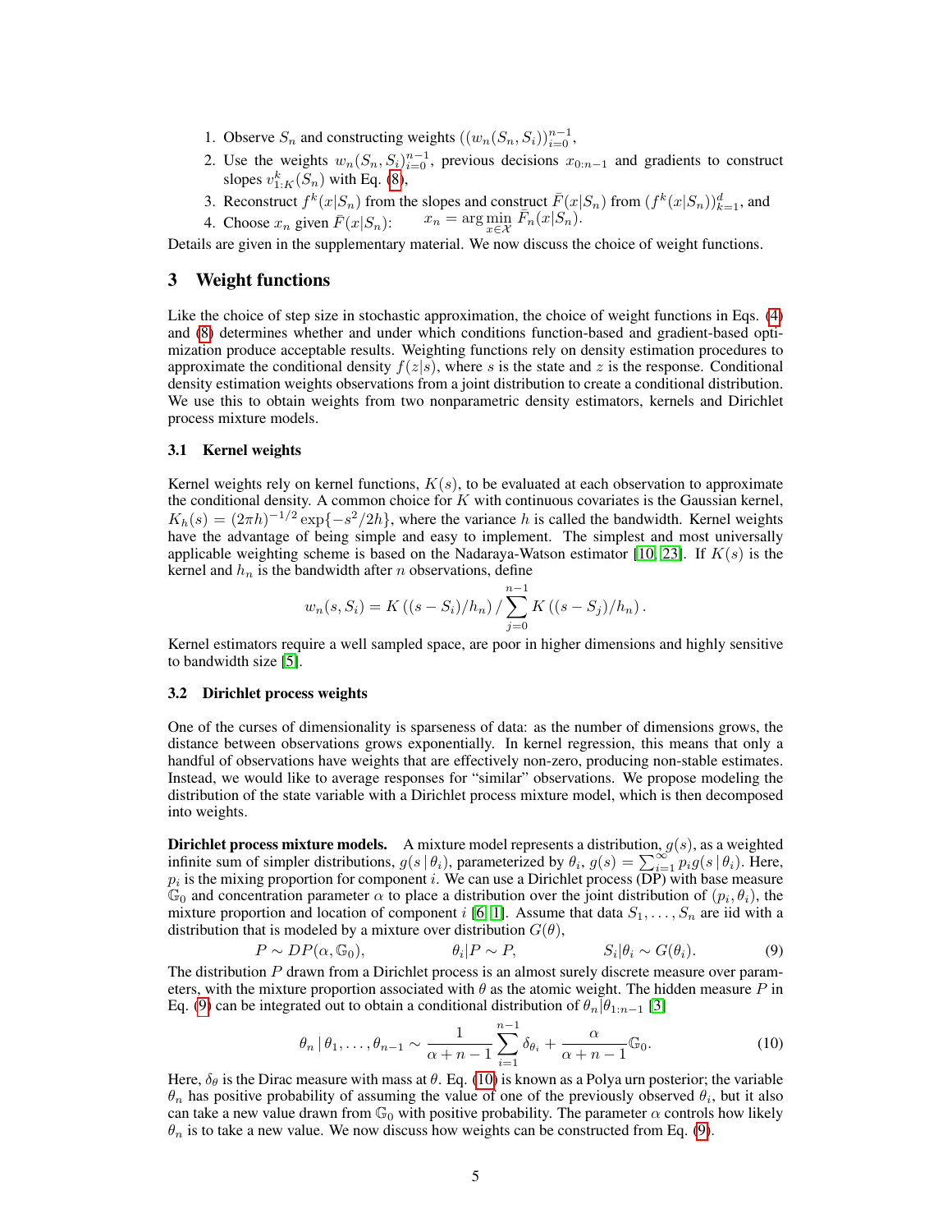1. Observe $S_n$ and constructing weights $((w_n(S_n, S_i))_{i=0}^{n-1}$,
2. Use the weights $w_n(S_n, S_i)_{i=0}^{n-1}$, previous decisions $x_{0:n-1}$ and gradients to construct slopes $v_{1:K}^k(S_n)$ with Eq. (8),
3. Reconstruct $f^k(x|S_n)$ from the slopes and construct $\bar{F}(x|S_n)$ from $(f^k(x|S_n))_{k=1}^d$, and
4. Choose $x_n$ given $\bar{F}(x|S_n)$: $\quad x_n = \arg\min_{x \in \mathcal{X}} \bar{F}_n(x|S_n)$.

Details are given in the supplementary material. We now discuss the choice of weight functions.

## 3 Weight functions

Like the choice of step size in stochastic approximation, the choice of weight functions in Eqs. (4) and (8) determines whether and under which conditions function-based and gradient-based optimization produce acceptable results. Weighting functions rely on density estimation procedures to approximate the conditional density $f(z|s)$, where $s$ is the state and $z$ is the response. Conditional density estimation weights observations from a joint distribution to create a conditional distribution. We use this to obtain weights from two nonparametric density estimators, kernels and Dirichlet process mixture models.

### 3.1 Kernel weights

Kernel weights rely on kernel functions, $K(s)$, to be evaluated at each observation to approximate the conditional density. A common choice for $K$ with continuous covariates is the Gaussian kernel, $K_h(s) = (2\pi h)^{-1/2} \exp\{-s^2/2h\}$, where the variance $h$ is called the bandwidth. Kernel weights have the advantage of being simple and easy to implement. The simplest and most universally applicable weighting scheme is based on the Nadaraya-Watson estimator [10, 23]. If $K(s)$ is the kernel and $h_n$ is the bandwidth after $n$ observations, define

$$w_n(s, S_i) = K\left((s - S_i)/h_n\right) / \sum_{j=0}^{n-1} K\left((s - S_j)/h_n\right).$$

Kernel estimators require a well sampled space, are poor in higher dimensions and highly sensitive to bandwidth size [5].

### 3.2 Dirichlet process weights

One of the curses of dimensionality is sparseness of data: as the number of dimensions grows, the distance between observations grows exponentially. In kernel regression, this means that only a handful of observations have weights that are effectively non-zero, producing non-stable estimates. Instead, we would like to average responses for "similar" observations. We propose modeling the distribution of the state variable with a Dirichlet process mixture model, which is then decomposed into weights.

**Dirichlet process mixture models.** A mixture model represents a distribution, $g(s)$, as a weighted infinite sum of simpler distributions, $g(s \,|\, \theta_i)$, parameterized by $\theta_i$, $g(s) = \sum_{i=1}^{\infty} p_i g(s \,|\, \theta_i)$. Here, $p_i$ is the mixing proportion for component $i$. We can use a Dirichlet process (DP) with base measure $\mathbb{G}_0$ and concentration parameter $\alpha$ to place a distribution over the joint distribution of $(p_i, \theta_i)$, the mixture proportion and location of component $i$ [6, 1]. Assume that data $S_1, \dots, S_n$ are iid with a distribution that is modeled by a mixture over distribution $G(\theta)$,

$$P \sim DP(\alpha, \mathbb{G}_0), \qquad \theta_i | P \sim P, \qquad S_i|\theta_i \sim G(\theta_i). \tag{9}$$

The distribution $P$ drawn from a Dirichlet process is an almost surely discrete measure over parameters, with the mixture proportion associated with $\theta$ as the atomic weight. The hidden measure $P$ in Eq. (9) can be integrated out to obtain a conditional distribution of $\theta_n|\theta_{1:n-1}$ [3]

$$\theta_n \,|\, \theta_1, \dots, \theta_{n-1} \sim \frac{1}{\alpha + n - 1} \sum_{i=1}^{n-1} \delta_{\theta_i} + \frac{\alpha}{\alpha + n - 1} \mathbb{G}_0. \tag{10}$$

Here, $\delta_\theta$ is the Dirac measure with mass at $\theta$. Eq. (10) is known as a Polya urn posterior; the variable $\theta_n$ has positive probability of assuming the value of one of the previously observed $\theta_i$, but it also can take a new value drawn from $\mathbb{G}_0$ with positive probability. The parameter $\alpha$ controls how likely $\theta_n$ is to take a new value. We now discuss how weights can be constructed from Eq. (9).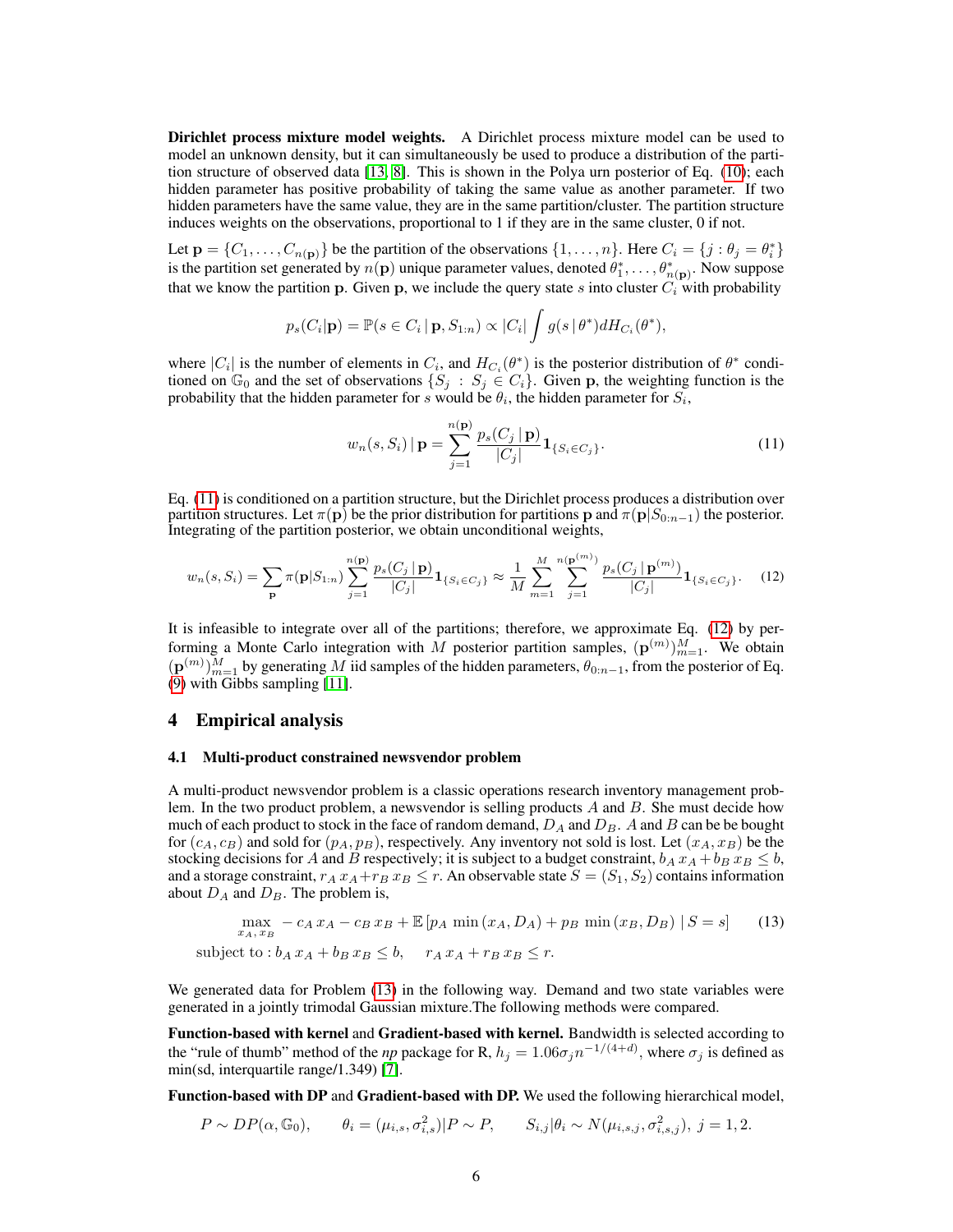**Dirichlet process mixture model weights.** A Dirichlet process mixture model can be used to model an unknown density, but it can simultaneously be used to produce a distribution of the partition structure of observed data [13, 8]. This is shown in the Polya urn posterior of Eq. (10); each hidden parameter has positive probability of taking the same value as another parameter. If two hidden parameters have the same value, they are in the same partition/cluster. The partition structure induces weights on the observations, proportional to 1 if they are in the same cluster, 0 if not.

Let $\mathbf{p} = \{C_1, \dots, C_{n(\mathbf{p})}\}$ be the partition of the observations $\{1, \dots, n\}$. Here $C_i = \{j : \theta_j = \theta_i^*\}$ is the partition set generated by $n(\mathbf{p})$ unique parameter values, denoted $\theta_1^*, \dots, \theta_{n(\mathbf{p})}^*$. Now suppose that we know the partition $\mathbf{p}$. Given $\mathbf{p}$, we include the query state $s$ into cluster $C_i$ with probability

$$p_s(C_i|\mathbf{p}) = \mathbb{P}(s \in C_i \,|\, \mathbf{p}, S_{1:n}) \propto |C_i| \int g(s \,|\, \theta^*) dH_{C_i}(\theta^*),$$

where $|C_i|$ is the number of elements in $C_i$, and $H_{C_i}(\theta^*)$ is the posterior distribution of $\theta^*$ conditioned on $\mathbb{G}_0$ and the set of observations $\{S_j \,:\, S_j \in C_i\}$. Given $\mathbf{p}$, the weighting function is the probability that the hidden parameter for $s$ would be $\theta_i$, the hidden parameter for $S_i$,

$$w_n(s, S_i) \,|\, \mathbf{p} = \sum_{j=1}^{n(\mathbf{p})} \frac{p_s(C_j \,|\, \mathbf{p})}{|C_j|} \mathbf{1}_{\{S_i \in C_j\}}. \tag{11}$$

Eq. (11) is conditioned on a partition structure, but the Dirichlet process produces a distribution over partition structures. Let $\pi(\mathbf{p})$ be the prior distribution for partitions $\mathbf{p}$ and $\pi(\mathbf{p}|S_{0:n-1})$ the posterior. Integrating of the partition posterior, we obtain unconditional weights,

$$w_n(s, S_i) = \sum_{\mathbf{p}} \pi(\mathbf{p}|S_{1:n}) \sum_{j=1}^{n(\mathbf{p})} \frac{p_s(C_j \,|\, \mathbf{p})}{|C_j|} \mathbf{1}_{\{S_i \in C_j\}} \approx \frac{1}{M} \sum_{m=1}^{M} \sum_{j=1}^{n(\mathbf{p}^{(m)})} \frac{p_s(C_j \,|\, \mathbf{p}^{(m)})}{|C_j|} \mathbf{1}_{\{S_i \in C_j\}}. \tag{12}$$

It is infeasible to integrate over all of the partitions; therefore, we approximate Eq. (12) by performing a Monte Carlo integration with $M$ posterior partition samples, $(\mathbf{p}^{(m)})_{m=1}^M$. We obtain $(\mathbf{p}^{(m)})_{m=1}^M$ by generating $M$ iid samples of the hidden parameters, $\theta_{0:n-1}$, from the posterior of Eq. (9) with Gibbs sampling [11].

# 4 Empirical analysis

## 4.1 Multi-product constrained newsvendor problem

A multi-product newsvendor problem is a classic operations research inventory management problem. In the two product problem, a newsvendor is selling products $A$ and $B$. She must decide how much of each product to stock in the face of random demand, $D_A$ and $D_B$. $A$ and $B$ can be be bought for $(c_A, c_B)$ and sold for $(p_A, p_B)$, respectively. Any inventory not sold is lost. Let $(x_A, x_B)$ be the stocking decisions for $A$ and $B$ respectively; it is subject to a budget constraint, $b_A\, x_A + b_B\, x_B \leq b$, and a storage constraint, $r_A\, x_A + r_B\, x_B \leq r$. An observable state $S = (S_1, S_2)$ contains information about $D_A$ and $D_B$. The problem is,

$$\begin{aligned} &\max_{x_A,\, x_B} \; - c_A\, x_A - c_B\, x_B + \mathbb{E}\left[p_A\, \min\left(x_A, D_A\right) + p_B\, \min\left(x_B, D_B\right) \,|\, S = s\right] \qquad (13) \\ &\text{subject to} : b_A\, x_A + b_B\, x_B \leq b, \quad\; r_A\, x_A + r_B\, x_B \leq r. \end{aligned}$$

We generated data for Problem (13) in the following way. Demand and two state variables were generated in a jointly trimodal Gaussian mixture.The following methods were compared.

**Function-based with kernel** and **Gradient-based with kernel.** Bandwidth is selected according to the "rule of thumb" method of the *np* package for R, $h_j = 1.06\sigma_j n^{-1/(4+d)}$, where $\sigma_j$ is defined as min(sd, interquartile range/1.349) [7].

**Function-based with DP** and **Gradient-based with DP.** We used the following hierarchical model,

$$P \sim DP(\alpha, \mathbb{G}_0), \qquad \theta_i = (\mu_{i,s}, \sigma_{i,s}^2)|P \sim P, \qquad S_{i,j}|\theta_i \sim N(\mu_{i,s,j}, \sigma_{i,s,j}^2),\ j = 1, 2.$$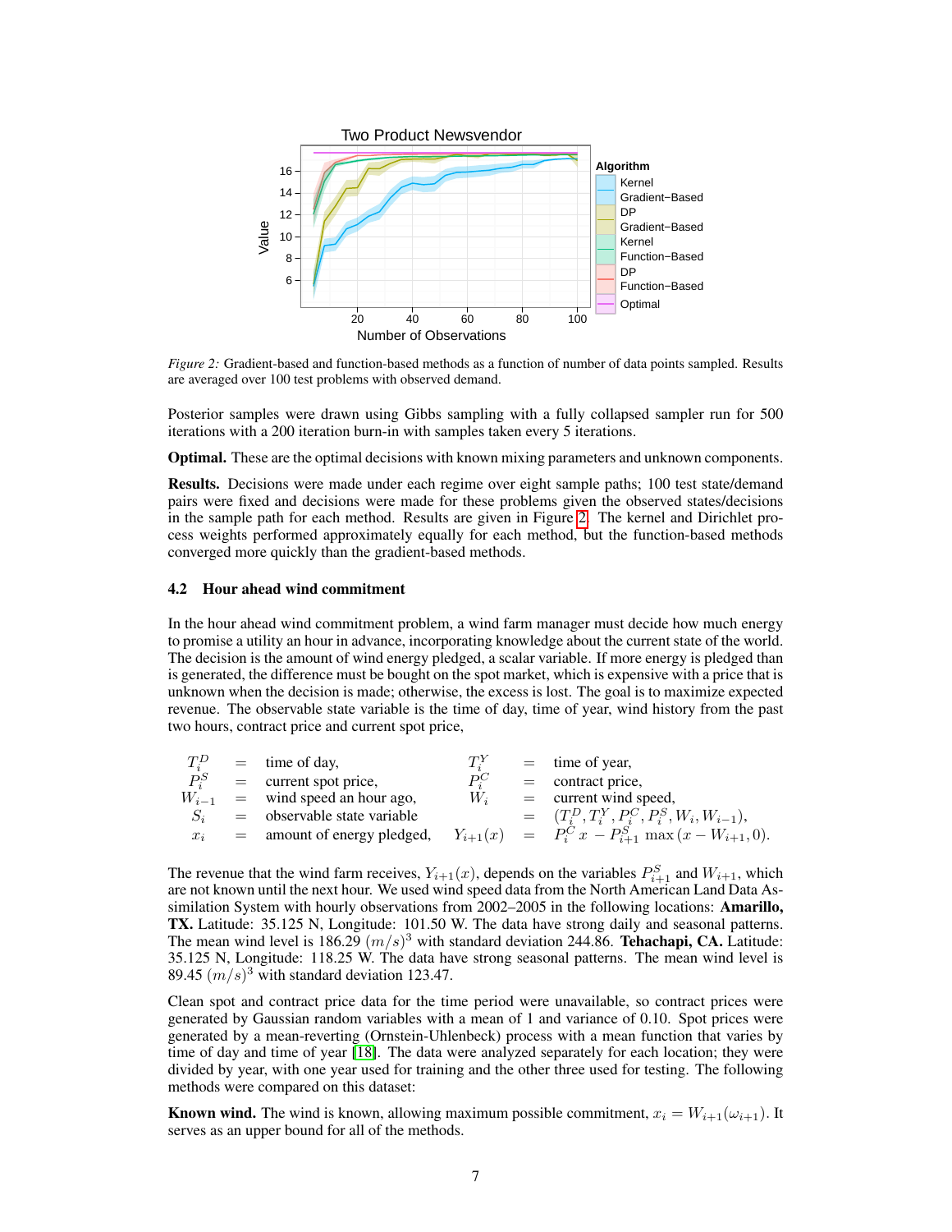*Figure 2:* Gradient-based and function-based methods as a function of number of data points sampled. Results are averaged over 100 test problems with observed demand.

Posterior samples were drawn using Gibbs sampling with a fully collapsed sampler run for 500 iterations with a 200 iteration burn-in with samples taken every 5 iterations.

**Optimal.** These are the optimal decisions with known mixing parameters and unknown components.

**Results.** Decisions were made under each regime over eight sample paths; 100 test state/demand pairs were fixed and decisions were made for these problems given the observed states/decisions in the sample path for each method. Results are given in Figure 2. The kernel and Dirichlet process weights performed approximately equally for each method, but the function-based methods converged more quickly than the gradient-based methods.

### 4.2 Hour ahead wind commitment

In the hour ahead wind commitment problem, a wind farm manager must decide how much energy to promise a utility an hour in advance, incorporating knowledge about the current state of the world. The decision is the amount of wind energy pledged, a scalar variable. If more energy is pledged than is generated, the difference must be bought on the spot market, which is expensive with a price that is unknown when the decision is made; otherwise, the excess is lost. The goal is to maximize expected revenue. The observable state variable is the time of day, time of year, wind history from the past two hours, contract price and current spot price,

$$
\begin{aligned}
T_i^D &= \text{time of day}, & T_i^Y &= \text{time of year},\\
P_i^S &= \text{current spot price}, & P_i^C &= \text{contract price},\\
W_{i-1} &= \text{wind speed an hour ago}, & W_i &= \text{current wind speed},\\
S_i &= \text{observable state variable} & &= (T_i^D, T_i^Y, P_i^C, P_i^S, W_i, W_{i-1}),\\
x_i &= \text{amount of energy pledged}, & Y_{i+1}(x) &= P_i^C\, x - P_{i+1}^S \max(x - W_{i+1}, 0).
\end{aligned}
$$

The revenue that the wind farm receives, $Y_{i+1}(x)$, depends on the variables $P_{i+1}^S$ and $W_{i+1}$, which are not known until the next hour. We used wind speed data from the North American Land Data Assimilation System with hourly observations from 2002–2005 in the following locations: **Amarillo, TX.** Latitude: 35.125 N, Longitude: 101.50 W. The data have strong daily and seasonal patterns. The mean wind level is 186.29 $(m/s)^3$ with standard deviation 244.86. **Tehachapi, CA.** Latitude: 35.125 N, Longitude: 118.25 W. The data have strong seasonal patterns. The mean wind level is 89.45 $(m/s)^3$ with standard deviation 123.47.

Clean spot and contract price data for the time period were unavailable, so contract prices were generated by Gaussian random variables with a mean of 1 and variance of 0.10. Spot prices were generated by a mean-reverting (Ornstein-Uhlenbeck) process with a mean function that varies by time of day and time of year [18]. The data were analyzed separately for each location; they were divided by year, with one year used for training and the other three used for testing. The following methods were compared on this dataset:

**Known wind.** The wind is known, allowing maximum possible commitment, $x_i = W_{i+1}(\omega_{i+1})$. It serves as an upper bound for all of the methods.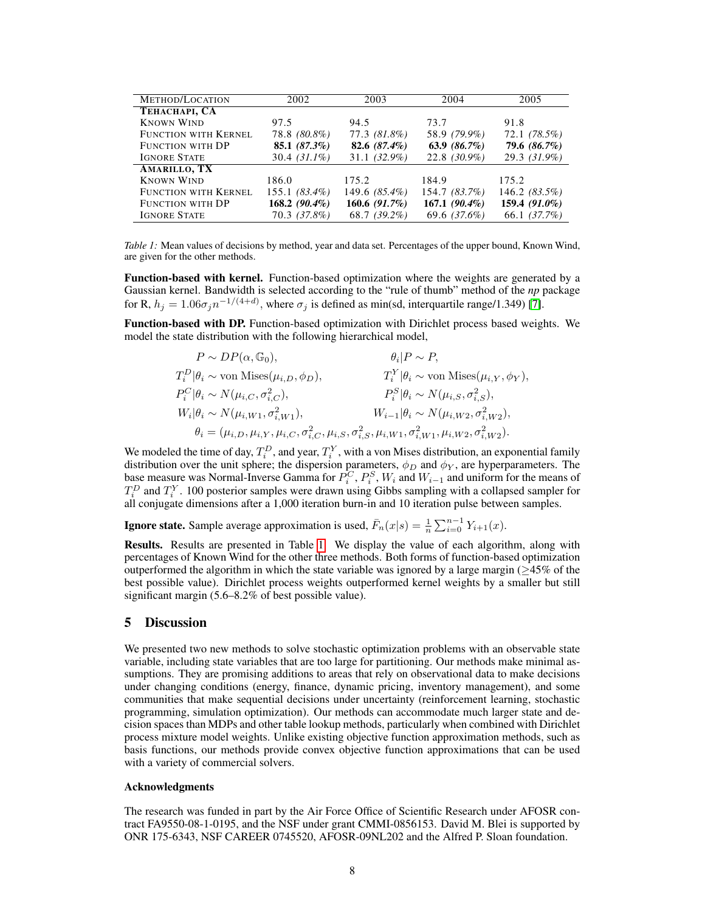| METHOD/LOCATION | 2002 | 2003 | 2004 | 2005 |
|---|---|---|---|---|
| **TEHACHAPI, CA** | | | | |
| KNOWN WIND | 97.5 | 94.5 | 73.7 | 91.8 |
| FUNCTION WITH KERNEL | 78.8 *(80.8%)* | 77.3 *(81.8%)* | 58.9 *(79.9%)* | 72.1 *(78.5%)* |
| FUNCTION WITH DP | **85.1** ***(87.3%)*** | **82.6** ***(87.4%)*** | **63.9** ***(86.7%)*** | **79.6** ***(86.7%)*** |
| IGNORE STATE | 30.4 *(31.1%)* | 31.1 *(32.9%)* | 22.8 *(30.9%)* | 29.3 *(31.9%)* |
| **AMARILLO, TX** | | | | |
| KNOWN WIND | 186.0 | 175.2 | 184.9 | 175.2 |
| FUNCTION WITH KERNEL | 155.1 *(83.4%)* | 149.6 *(85.4%)* | 154.7 *(83.7%)* | 146.2 *(83.5%)* |
| FUNCTION WITH DP | **168.2** ***(90.4%)*** | **160.6** ***(91.7%)*** | **167.1** ***(90.4%)*** | **159.4** ***(91.0%)*** |
| IGNORE STATE | 70.3 *(37.8%)* | 68.7 *(39.2%)* | 69.6 *(37.6%)* | 66.1 *(37.7%)* |

*Table 1:* Mean values of decisions by method, year and data set. Percentages of the upper bound, Known Wind, are given for the other methods.

**Function-based with kernel.** Function-based optimization where the weights are generated by a Gaussian kernel. Bandwidth is selected according to the "rule of thumb" method of the *np* package for R, $h_j = 1.06\sigma_j n^{-1/(4+d)}$, where $\sigma_j$ is defined as min(sd, interquartile range/1.349) [7].

**Function-based with DP.** Function-based optimization with Dirichlet process based weights. We model the state distribution with the following hierarchical model,

$$
\begin{aligned}
&P \sim DP(\alpha, \mathbb{G}_0), && \theta_i | P \sim P, \\
&T_i^D | \theta_i \sim \text{von Mises}(\mu_{i,D}, \phi_D), && T_i^Y | \theta_i \sim \text{von Mises}(\mu_{i,Y}, \phi_Y), \\
&P_i^C | \theta_i \sim N(\mu_{i,C}, \sigma_{i,C}^2), && P_i^S | \theta_i \sim N(\mu_{i,S}, \sigma_{i,S}^2), \\
&W_i | \theta_i \sim N(\mu_{i,W1}, \sigma_{i,W1}^2), && W_{i-1} | \theta_i \sim N(\mu_{i,W2}, \sigma_{i,W2}^2), \\
&\theta_i = (\mu_{i,D}, \mu_{i,Y}, \mu_{i,C}, \sigma_{i,C}^2, \mu_{i,S}, \sigma_{i,S}^2, \mu_{i,W1}, \sigma_{i,W1}^2, \mu_{i,W2}, \sigma_{i,W2}^2).
\end{aligned}
$$

We modeled the time of day, $T_i^D$, and year, $T_i^Y$, with a von Mises distribution, an exponential family distribution over the unit sphere; the dispersion parameters, $\phi_D$ and $\phi_Y$, are hyperparameters. The base measure was Normal-Inverse Gamma for $P_i^C$, $P_i^S$, $W_i$ and $W_{i-1}$ and uniform for the means of $T_i^D$ and $T_i^Y$. 100 posterior samples were drawn using Gibbs sampling with a collapsed sampler for all conjugate dimensions after a 1,000 iteration burn-in and 10 iteration pulse between samples.

**Ignore state.** Sample average approximation is used, $\bar{F}_n(x|s) = \frac{1}{n}\sum_{i=0}^{n-1} Y_{i+1}(x)$.

**Results.** Results are presented in Table 1. We display the value of each algorithm, along with percentages of Known Wind for the other three methods. Both forms of function-based optimization outperformed the algorithm in which the state variable was ignored by a large margin ($\geq$45% of the best possible value). Dirichlet process weights outperformed kernel weights by a smaller but still significant margin (5.6–8.2% of best possible value).

## 5 Discussion

We presented two new methods to solve stochastic optimization problems with an observable state variable, including state variables that are too large for partitioning. Our methods make minimal assumptions. They are promising additions to areas that rely on observational data to make decisions under changing conditions (energy, finance, dynamic pricing, inventory management), and some communities that make sequential decisions under uncertainty (reinforcement learning, stochastic programming, simulation optimization). Our methods can accommodate much larger state and decision spaces than MDPs and other table lookup methods, particularly when combined with Dirichlet process mixture model weights. Unlike existing objective function approximation methods, such as basis functions, our methods provide convex objective function approximations that can be used with a variety of commercial solvers.

### Acknowledgments

The research was funded in part by the Air Force Office of Scientific Research under AFOSR contract FA9550-08-1-0195, and the NSF under grant CMMI-0856153. David M. Blei is supported by ONR 175-6343, NSF CAREER 0745520, AFOSR-09NL202 and the Alfred P. Sloan foundation.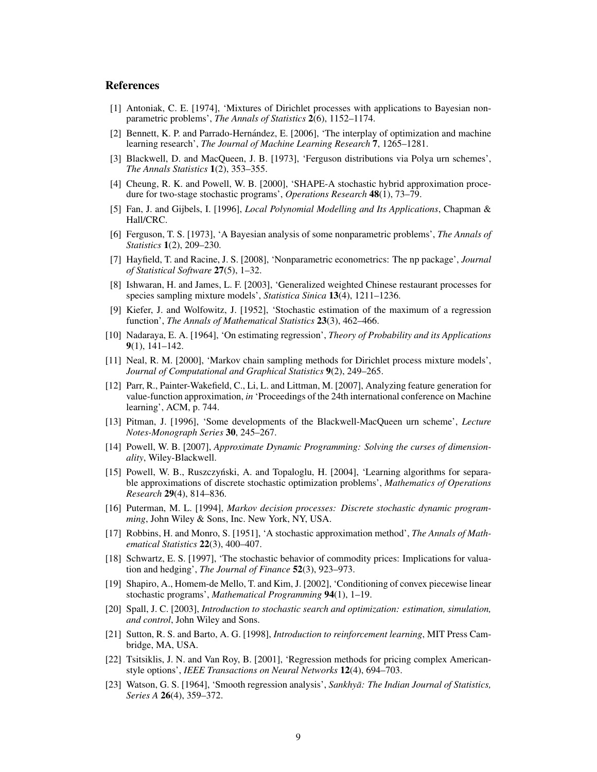## References

[1] Antoniak, C. E. [1974], 'Mixtures of Dirichlet processes with applications to Bayesian nonparametric problems', *The Annals of Statistics* **2**(6), 1152–1174.

[2] Bennett, K. P. and Parrado-Hernández, E. [2006], 'The interplay of optimization and machine learning research', *The Journal of Machine Learning Research* **7**, 1265–1281.

[3] Blackwell, D. and MacQueen, J. B. [1973], 'Ferguson distributions via Polya urn schemes', *The Annals Statistics* **1**(2), 353–355.

[4] Cheung, R. K. and Powell, W. B. [2000], 'SHAPE-A stochastic hybrid approximation procedure for two-stage stochastic programs', *Operations Research* **48**(1), 73–79.

[5] Fan, J. and Gijbels, I. [1996], *Local Polynomial Modelling and Its Applications*, Chapman & Hall/CRC.

[6] Ferguson, T. S. [1973], 'A Bayesian analysis of some nonparametric problems', *The Annals of Statistics* **1**(2), 209–230.

[7] Hayfield, T. and Racine, J. S. [2008], 'Nonparametric econometrics: The np package', *Journal of Statistical Software* **27**(5), 1–32.

[8] Ishwaran, H. and James, L. F. [2003], 'Generalized weighted Chinese restaurant processes for species sampling mixture models', *Statistica Sinica* **13**(4), 1211–1236.

[9] Kiefer, J. and Wolfowitz, J. [1952], 'Stochastic estimation of the maximum of a regression function', *The Annals of Mathematical Statistics* **23**(3), 462–466.

[10] Nadaraya, E. A. [1964], 'On estimating regression', *Theory of Probability and its Applications* **9**(1), 141–142.

[11] Neal, R. M. [2000], 'Markov chain sampling methods for Dirichlet process mixture models', *Journal of Computational and Graphical Statistics* **9**(2), 249–265.

[12] Parr, R., Painter-Wakefield, C., Li, L. and Littman, M. [2007], Analyzing feature generation for value-function approximation, *in* 'Proceedings of the 24th international conference on Machine learning', ACM, p. 744.

[13] Pitman, J. [1996], 'Some developments of the Blackwell-MacQueen urn scheme', *Lecture Notes-Monograph Series* **30**, 245–267.

[14] Powell, W. B. [2007], *Approximate Dynamic Programming: Solving the curses of dimensionality*, Wiley-Blackwell.

[15] Powell, W. B., Ruszczyński, A. and Topaloglu, H. [2004], 'Learning algorithms for separable approximations of discrete stochastic optimization problems', *Mathematics of Operations Research* **29**(4), 814–836.

[16] Puterman, M. L. [1994], *Markov decision processes: Discrete stochastic dynamic programming*, John Wiley & Sons, Inc. New York, NY, USA.

[17] Robbins, H. and Monro, S. [1951], 'A stochastic approximation method', *The Annals of Mathematical Statistics* **22**(3), 400–407.

[18] Schwartz, E. S. [1997], 'The stochastic behavior of commodity prices: Implications for valuation and hedging', *The Journal of Finance* **52**(3), 923–973.

[19] Shapiro, A., Homem-de Mello, T. and Kim, J. [2002], 'Conditioning of convex piecewise linear stochastic programs', *Mathematical Programming* **94**(1), 1–19.

[20] Spall, J. C. [2003], *Introduction to stochastic search and optimization: estimation, simulation, and control*, John Wiley and Sons.

[21] Sutton, R. S. and Barto, A. G. [1998], *Introduction to reinforcement learning*, MIT Press Cambridge, MA, USA.

[22] Tsitsiklis, J. N. and Van Roy, B. [2001], 'Regression methods for pricing complex American-style options', *IEEE Transactions on Neural Networks* **12**(4), 694–703.

[23] Watson, G. S. [1964], 'Smooth regression analysis', *Sankhyā: The Indian Journal of Statistics, Series A* **26**(4), 359–372.